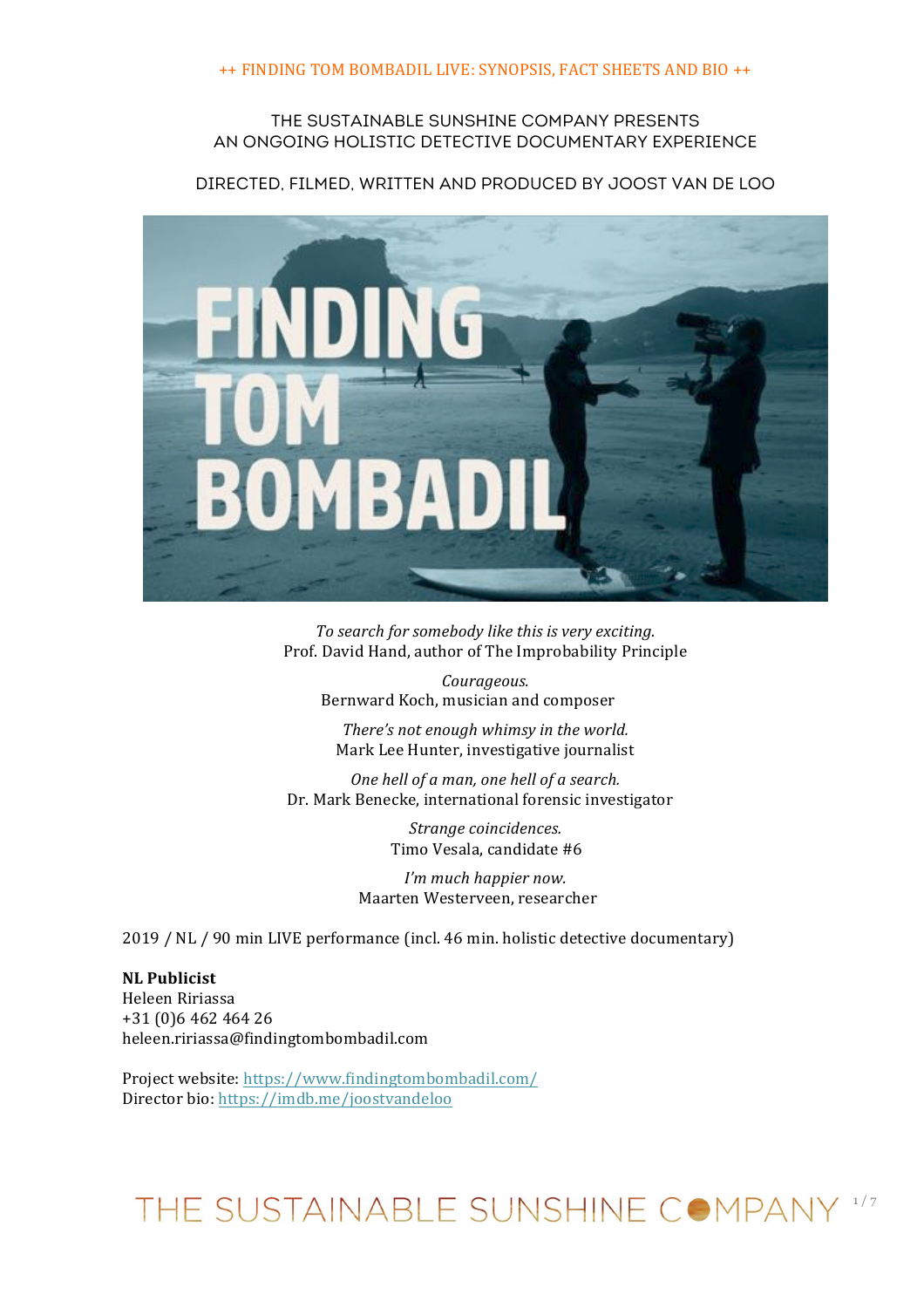++ FINDING TOM BOMBADIL LIVE: SYNOPSIS, FACT SHEETS AND BIO ++

THE SUSTAINABLE SUNSHINE COMPANY PRESENTS
AN ONGOING HOLISTIC DETECTIVE DOCUMENTARY EXPERIENCE

DIRECTED, FILMED, WRITTEN AND PRODUCED BY JOOST VAN DE LOO

*To search for somebody like this is very exciting.*
Prof. David Hand, author of The Improbability Principle

*Courageous.*
Bernward Koch, musician and composer

*There's not enough whimsy in the world.*
Mark Lee Hunter, investigative journalist

*One hell of a man, one hell of a search.*
Dr. Mark Benecke, international forensic investigator

*Strange coincidences.*
Timo Vesala, candidate #6

*I'm much happier now.*
Maarten Westerveen, researcher

2019 / NL / 90 min LIVE performance (incl. 46 min. holistic detective documentary)

**NL Publicist**
Heleen Ririassa
+31 (0)6 462 464 26
heleen.ririassa@findingtombombadil.com

Project website: https://www.findingtombombadil.com/
Director bio: https://imdb.me/joostvandeloo

THE SUSTAINABLE SUNSHINE COMPANY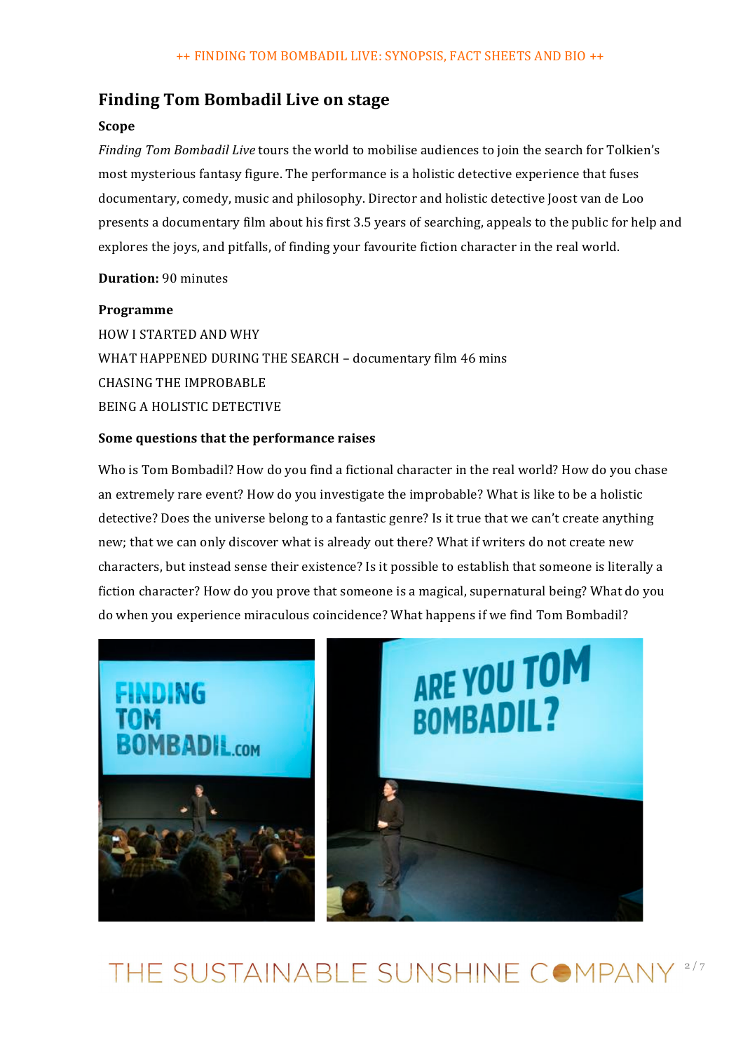## Finding Tom Bombadil Live on stage

**Scope**

*Finding Tom Bombadil Live* tours the world to mobilise audiences to join the search for Tolkien's most mysterious fantasy figure. The performance is a holistic detective experience that fuses documentary, comedy, music and philosophy. Director and holistic detective Joost van de Loo presents a documentary film about his first 3.5 years of searching, appeals to the public for help and explores the joys, and pitfalls, of finding your favourite fiction character in the real world.

**Duration:** 90 minutes

**Programme**

HOW I STARTED AND WHY

WHAT HAPPENED DURING THE SEARCH – documentary film 46 mins

CHASING THE IMPROBABLE

BEING A HOLISTIC DETECTIVE

**Some questions that the performance raises**

Who is Tom Bombadil? How do you find a fictional character in the real world? How do you chase an extremely rare event? How do you investigate the improbable? What is like to be a holistic detective? Does the universe belong to a fantastic genre? Is it true that we can't create anything new; that we can only discover what is already out there? What if writers do not create new characters, but instead sense their existence? Is it possible to establish that someone is literally a fiction character? How do you prove that someone is a magical, supernatural being? What do you do when you experience miraculous coincidence? What happens if we find Tom Bombadil?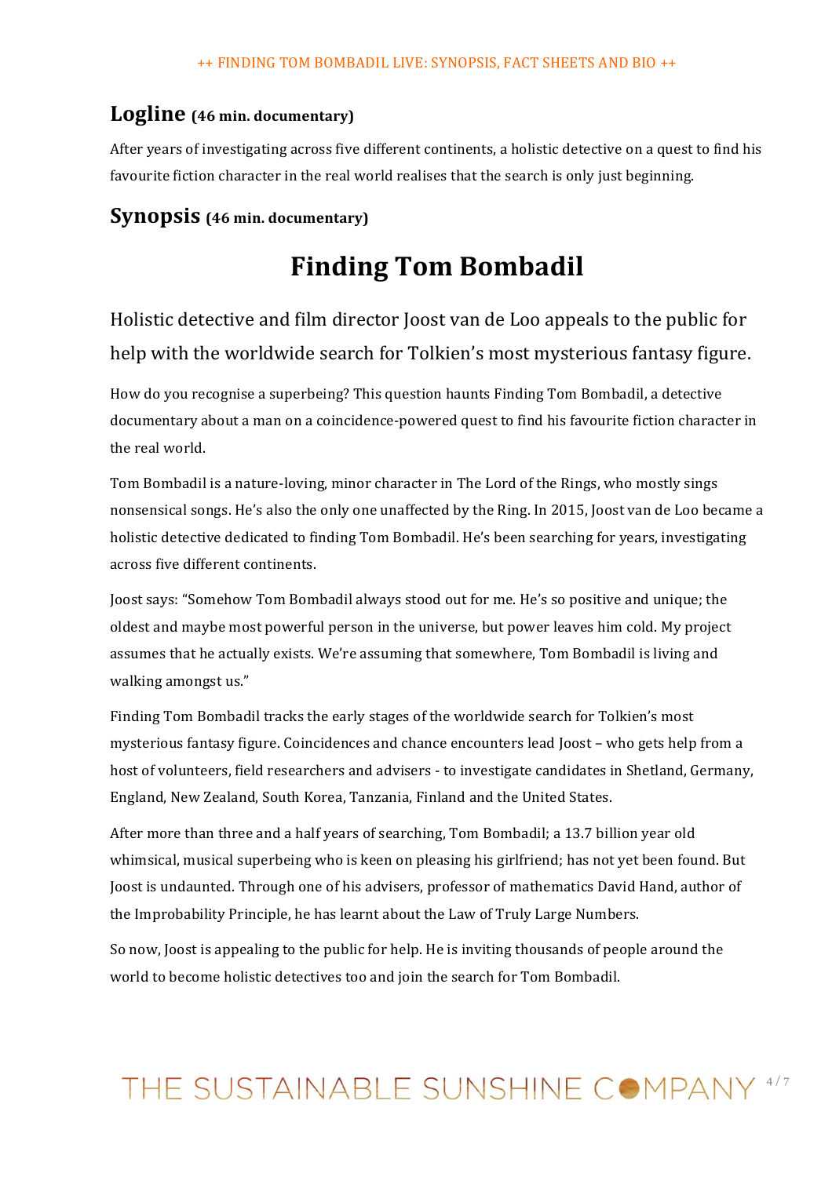## Logline (46 min. documentary)

After years of investigating across five different continents, a holistic detective on a quest to find his favourite fiction character in the real world realises that the search is only just beginning.

## Synopsis (46 min. documentary)

# Finding Tom Bombadil

### Holistic detective and film director Joost van de Loo appeals to the public for help with the worldwide search for Tolkien's most mysterious fantasy figure.

How do you recognise a superbeing? This question haunts Finding Tom Bombadil, a detective documentary about a man on a coincidence-powered quest to find his favourite fiction character in the real world.

Tom Bombadil is a nature-loving, minor character in The Lord of the Rings, who mostly sings nonsensical songs. He's also the only one unaffected by the Ring. In 2015, Joost van de Loo became a holistic detective dedicated to finding Tom Bombadil. He's been searching for years, investigating across five different continents.

Joost says: "Somehow Tom Bombadil always stood out for me. He's so positive and unique; the oldest and maybe most powerful person in the universe, but power leaves him cold. My project assumes that he actually exists. We're assuming that somewhere, Tom Bombadil is living and walking amongst us."

Finding Tom Bombadil tracks the early stages of the worldwide search for Tolkien's most mysterious fantasy figure. Coincidences and chance encounters lead Joost – who gets help from a host of volunteers, field researchers and advisers - to investigate candidates in Shetland, Germany, England, New Zealand, South Korea, Tanzania, Finland and the United States.

After more than three and a half years of searching, Tom Bombadil; a 13.7 billion year old whimsical, musical superbeing who is keen on pleasing his girlfriend; has not yet been found. But Joost is undaunted. Through one of his advisers, professor of mathematics David Hand, author of the Improbability Principle, he has learnt about the Law of Truly Large Numbers.

So now, Joost is appealing to the public for help. He is inviting thousands of people around the world to become holistic detectives too and join the search for Tom Bombadil.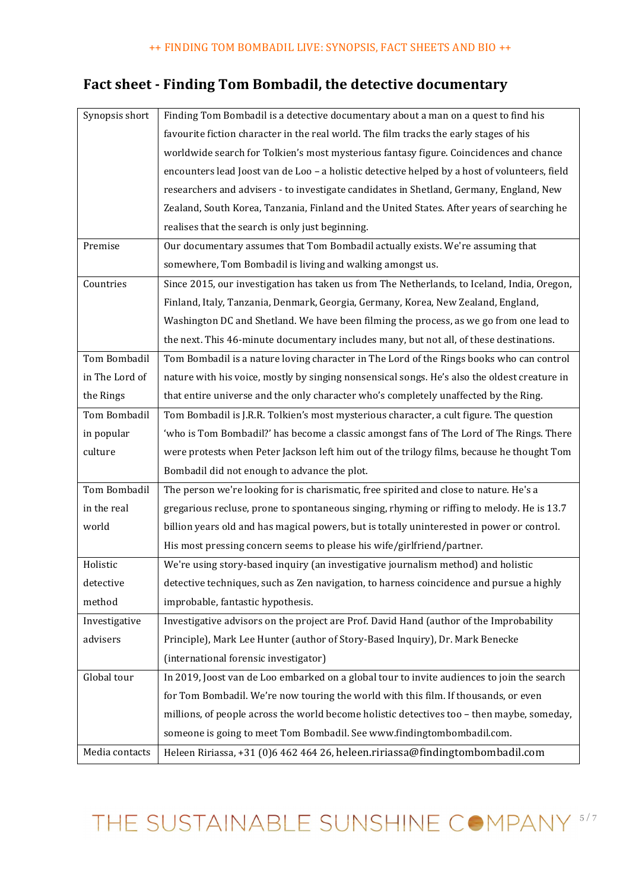## Fact sheet - Finding Tom Bombadil, the detective documentary

| | |
|---|---|
| Synopsis short | Finding Tom Bombadil is a detective documentary about a man on a quest to find his favourite fiction character in the real world. The film tracks the early stages of his worldwide search for Tolkien's most mysterious fantasy figure. Coincidences and chance encounters lead Joost van de Loo – a holistic detective helped by a host of volunteers, field researchers and advisers - to investigate candidates in Shetland, Germany, England, New Zealand, South Korea, Tanzania, Finland and the United States. After years of searching he realises that the search is only just beginning. |
| Premise | Our documentary assumes that Tom Bombadil actually exists. We're assuming that somewhere, Tom Bombadil is living and walking amongst us. |
| Countries | Since 2015, our investigation has taken us from The Netherlands, to Iceland, India, Oregon, Finland, Italy, Tanzania, Denmark, Georgia, Germany, Korea, New Zealand, England, Washington DC and Shetland. We have been filming the process, as we go from one lead to the next. This 46-minute documentary includes many, but not all, of these destinations. |
| Tom Bombadil in The Lord of the Rings | Tom Bombadil is a nature loving character in The Lord of the Rings books who can control nature with his voice, mostly by singing nonsensical songs. He's also the oldest creature in that entire universe and the only character who's completely unaffected by the Ring. |
| Tom Bombadil in popular culture | Tom Bombadil is J.R.R. Tolkien's most mysterious character, a cult figure. The question 'who is Tom Bombadil?' has become a classic amongst fans of The Lord of The Rings. There were protests when Peter Jackson left him out of the trilogy films, because he thought Tom Bombadil did not enough to advance the plot. |
| Tom Bombadil in the real world | The person we're looking for is charismatic, free spirited and close to nature. He's a gregarious recluse, prone to spontaneous singing, rhyming or riffing to melody. He is 13.7 billion years old and has magical powers, but is totally uninterested in power or control. His most pressing concern seems to please his wife/girlfriend/partner. |
| Holistic detective method | We're using story-based inquiry (an investigative journalism method) and holistic detective techniques, such as Zen navigation, to harness coincidence and pursue a highly improbable, fantastic hypothesis. |
| Investigative advisers | Investigative advisors on the project are Prof. David Hand (author of the Improbability Principle), Mark Lee Hunter (author of Story-Based Inquiry), Dr. Mark Benecke (international forensic investigator) |
| Global tour | In 2019, Joost van de Loo embarked on a global tour to invite audiences to join the search for Tom Bombadil. We're now touring the world with this film. If thousands, or even millions, of people across the world become holistic detectives too – then maybe, someday, someone is going to meet Tom Bombadil. See www.findingtombombadil.com. |
| Media contacts | Heleen Ririassa, +31 (0)6 462 464 26, heleen.ririassa@findingtombombadil.com |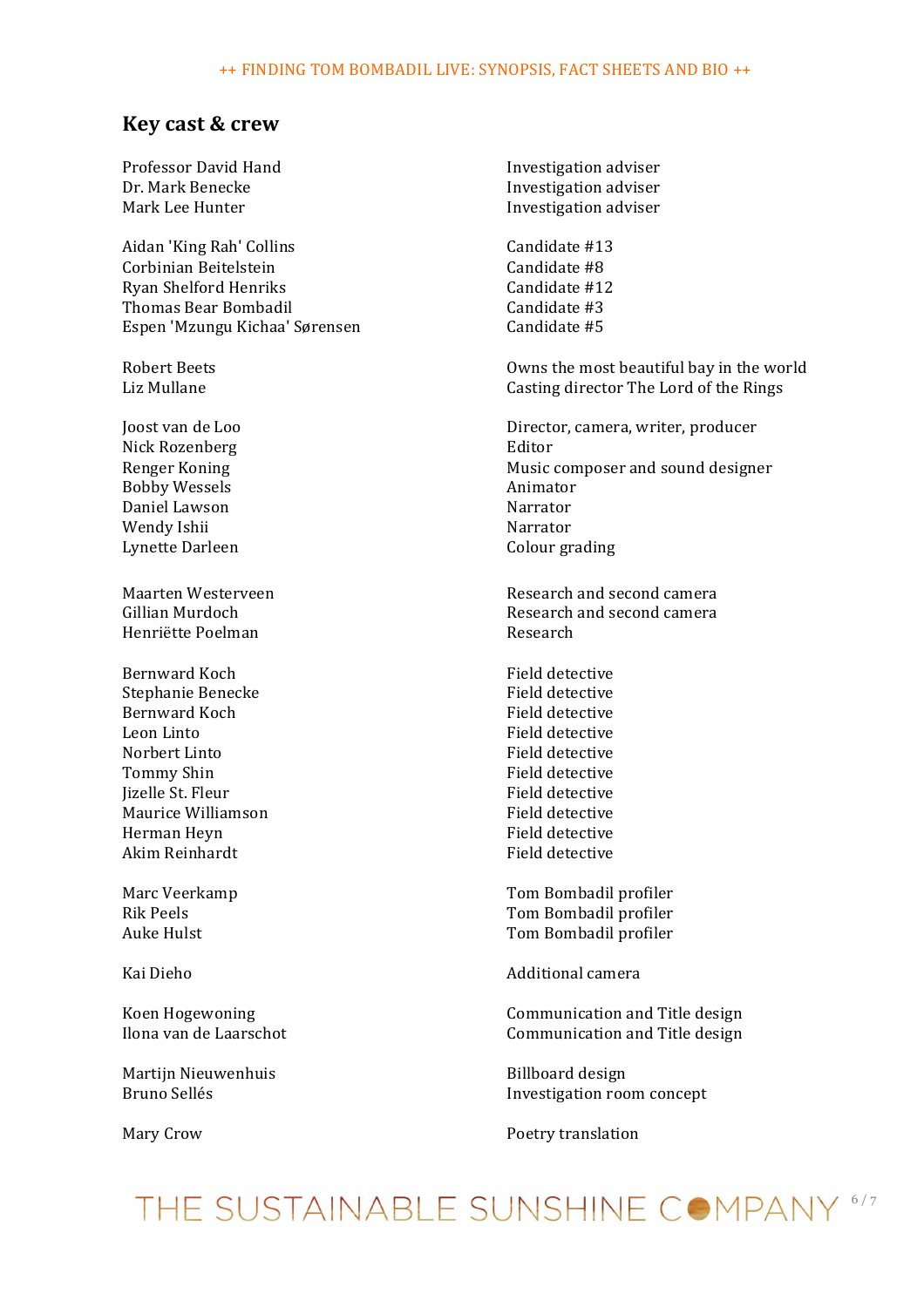## Key cast & crew

| | |
|---|---|
| Professor David Hand | Investigation adviser |
| Dr. Mark Benecke | Investigation adviser |
| Mark Lee Hunter | Investigation adviser |
| | |
| Aidan 'King Rah' Collins | Candidate #13 |
| Corbinian Beitelstein | Candidate #8 |
| Ryan Shelford Henriks | Candidate #12 |
| Thomas Bear Bombadil | Candidate #3 |
| Espen 'Mzungu Kichaa' Sørensen | Candidate #5 |
| | |
| Robert Beets | Owns the most beautiful bay in the world |
| Liz Mullane | Casting director The Lord of the Rings |
| | |
| Joost van de Loo | Director, camera, writer, producer |
| Nick Rozenberg | Editor |
| Renger Koning | Music composer and sound designer |
| Bobby Wessels | Animator |
| Daniel Lawson | Narrator |
| Wendy Ishii | Narrator |
| Lynette Darleen | Colour grading |
| | |
| Maarten Westerveen | Research and second camera |
| Gillian Murdoch | Research and second camera |
| Henriëtte Poelman | Research |
| | |
| Bernward Koch | Field detective |
| Stephanie Benecke | Field detective |
| Bernward Koch | Field detective |
| Leon Linto | Field detective |
| Norbert Linto | Field detective |
| Tommy Shin | Field detective |
| Jizelle St. Fleur | Field detective |
| Maurice Williamson | Field detective |
| Herman Heyn | Field detective |
| Akim Reinhardt | Field detective |
| | |
| Marc Veerkamp | Tom Bombadil profiler |
| Rik Peels | Tom Bombadil profiler |
| Auke Hulst | Tom Bombadil profiler |
| | |
| Kai Dieho | Additional camera |
| | |
| Koen Hogewoning | Communication and Title design |
| Ilona van de Laarschot | Communication and Title design |
| | |
| Martijn Nieuwenhuis | Billboard design |
| Bruno Sellés | Investigation room concept |
| | |
| Mary Crow | Poetry translation |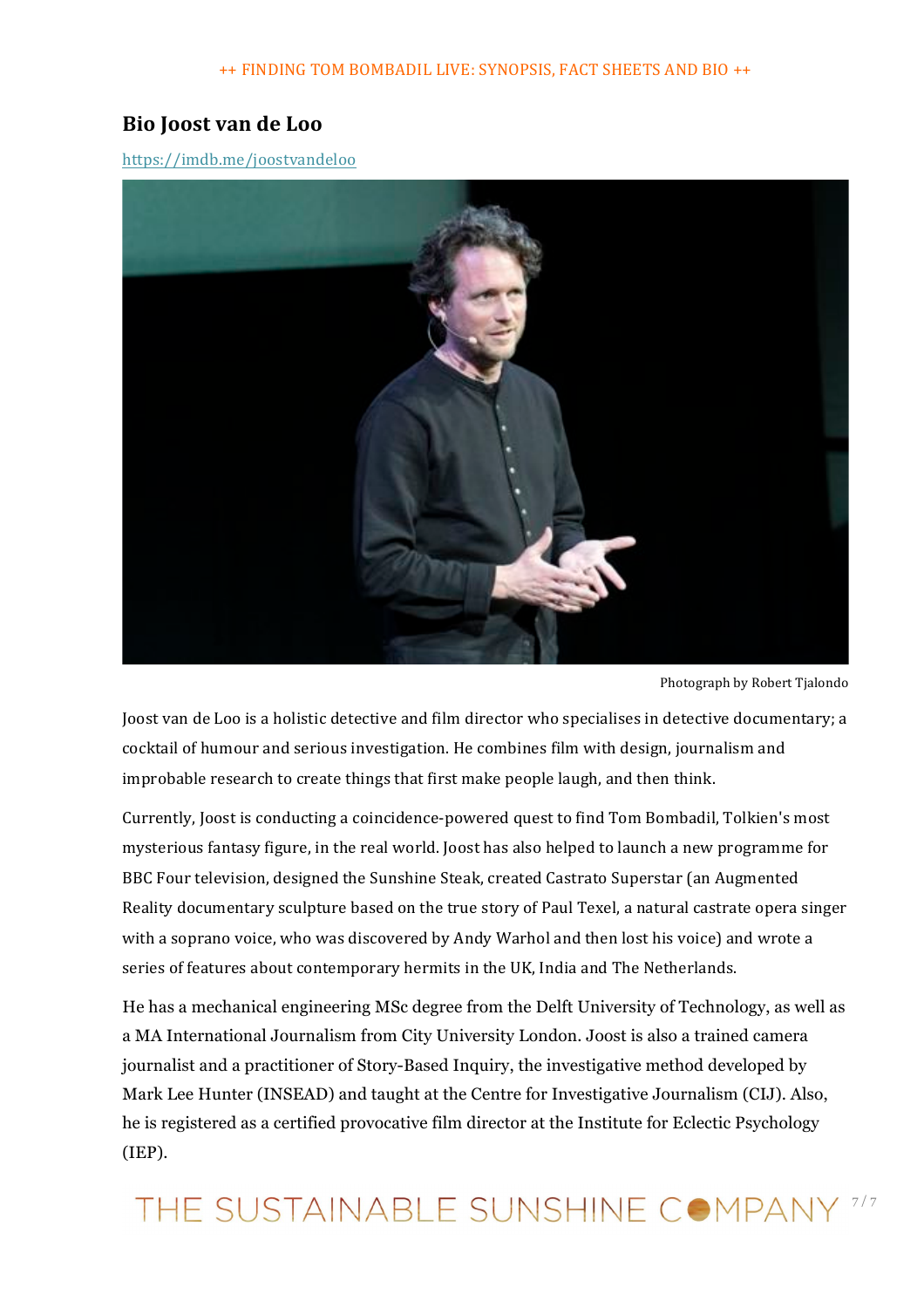## Bio Joost van de Loo

https://imdb.me/joostvandeloo

Photograph by Robert Tjalondo

Joost van de Loo is a holistic detective and film director who specialises in detective documentary; a cocktail of humour and serious investigation. He combines film with design, journalism and improbable research to create things that first make people laugh, and then think.

Currently, Joost is conducting a coincidence-powered quest to find Tom Bombadil, Tolkien's most mysterious fantasy figure, in the real world. Joost has also helped to launch a new programme for BBC Four television, designed the Sunshine Steak, created Castrato Superstar (an Augmented Reality documentary sculpture based on the true story of Paul Texel, a natural castrate opera singer with a soprano voice, who was discovered by Andy Warhol and then lost his voice) and wrote a series of features about contemporary hermits in the UK, India and The Netherlands.

He has a mechanical engineering MSc degree from the Delft University of Technology, as well as a MA International Journalism from City University London. Joost is also a trained camera journalist and a practitioner of Story-Based Inquiry, the investigative method developed by Mark Lee Hunter (INSEAD) and taught at the Centre for Investigative Journalism (CIJ). Also, he is registered as a certified provocative film director at the Institute for Eclectic Psychology (IEP).